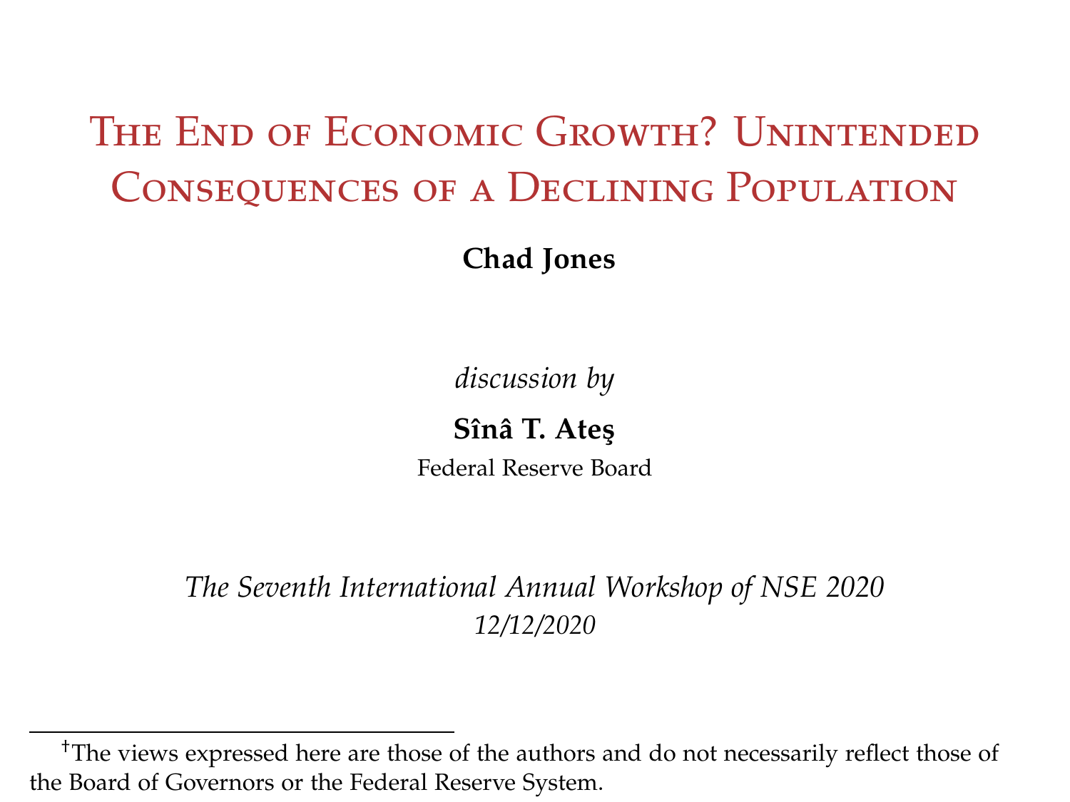# The End of Economic Growth? Unintended Consequences of a Declining Population

**Chad Jones**

*discussion by*

**Sînâ T. Ateş**

Federal Reserve Board

*The Seventh International Annual Workshop of NSE 2020*
*12/12/2020*

[†]The views expressed here are those of the authors and do not necessarily reflect those of the Board of Governors or the Federal Reserve System.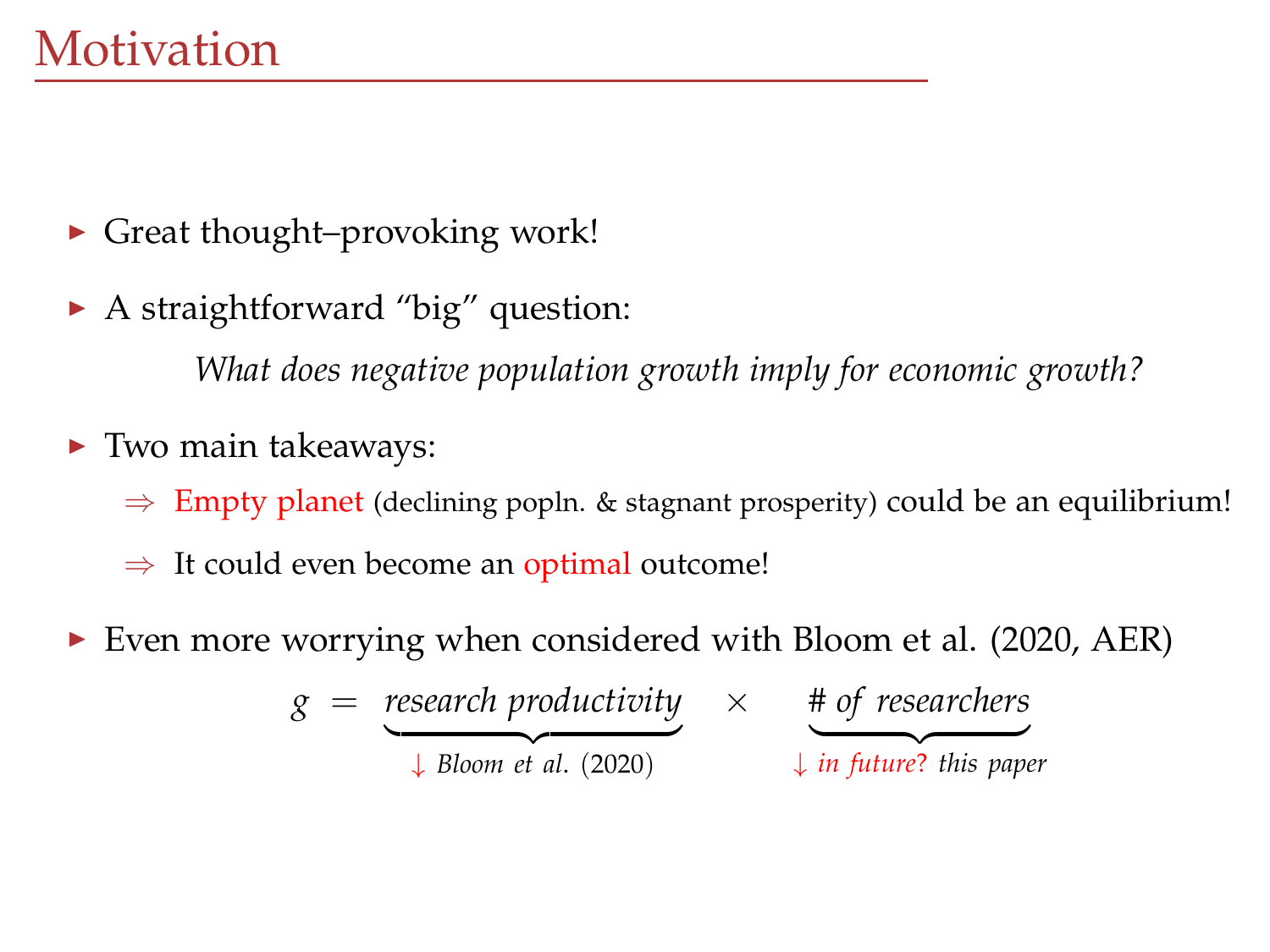# Motivation

- Great thought–provoking work!
- A straightforward "big" question:

  *What does negative population growth imply for economic growth?*

- Two main takeaways:
  - ⇒ Empty planet (declining popln. & stagnant prosperity) could be an equilibrium!
  - ⇒ It could even become an optimal outcome!
- Even more worrying when considered with Bloom et al. (2020, AER)

$$g = \underbrace{\textit{research productivity}}_{\downarrow \textit{ Bloom et al. (2020)}} \times \underbrace{\textit{\# of researchers}}_{\downarrow \textit{ in future? this paper}}$$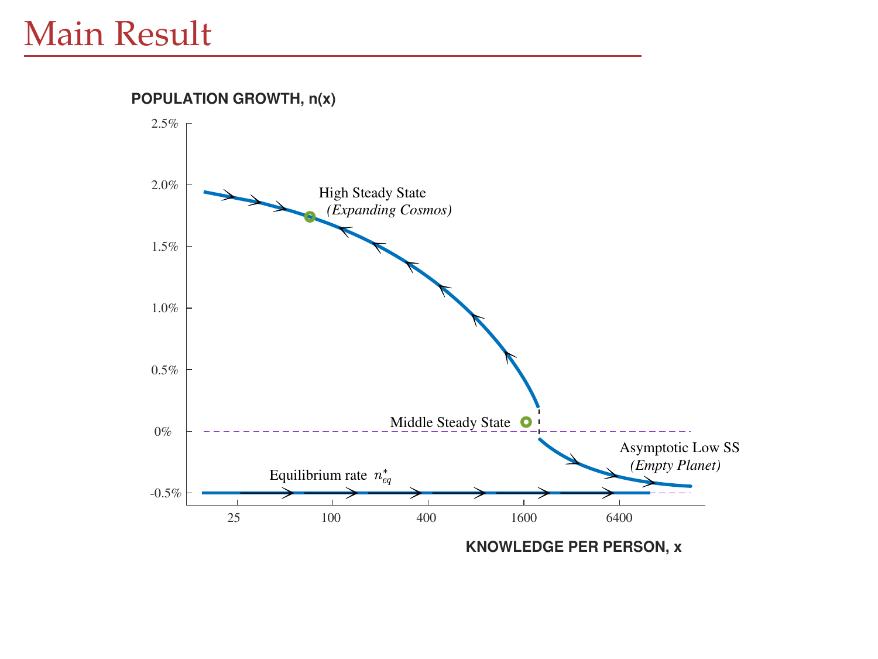# Main Result

POPULATION GROWTH, n(x)

2.5%

2.0%

1.5%

1.0%

0.5%

0%

-0.5%

High Steady State
*(Expanding Cosmos)*

Middle Steady State

Asymptotic Low SS
*(Empty Planet)*

Equilibrium rate $n^*_{eq}$

25 100 400 1600 6400

KNOWLEDGE PER PERSON, x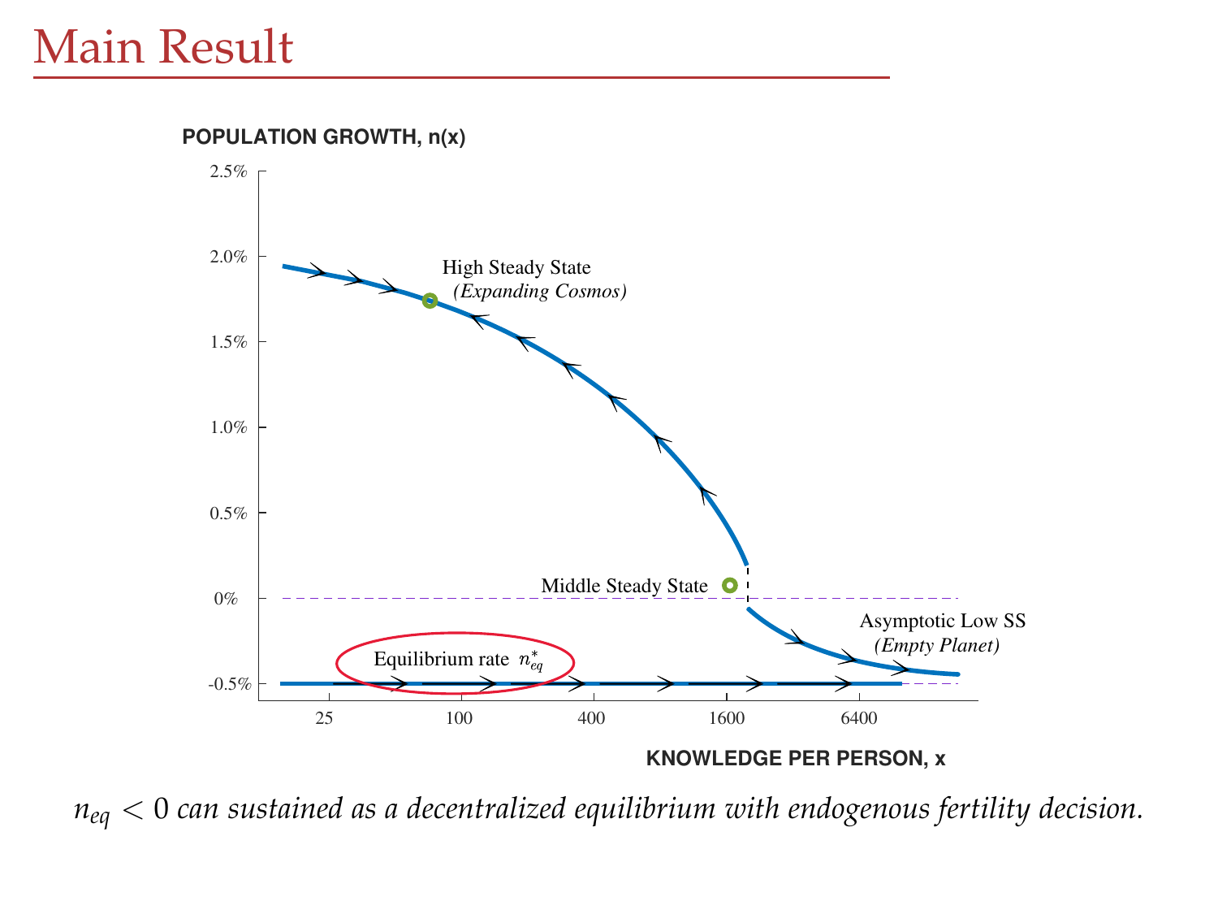# Main Result

POPULATION GROWTH, n(x)

2.5%
2.0%
1.5%
1.0%
0.5%
0%
-0.5%

High Steady State
*(Expanding Cosmos)*

Middle Steady State

Asymptotic Low SS
*(Empty Planet)*

Equilibrium rate $n^*_{eq}$

25 100 400 1600 6400

KNOWLEDGE PER PERSON, x

*$n_{eq} < 0$ can sustained as a decentralized equilibrium with endogenous fertility decision.*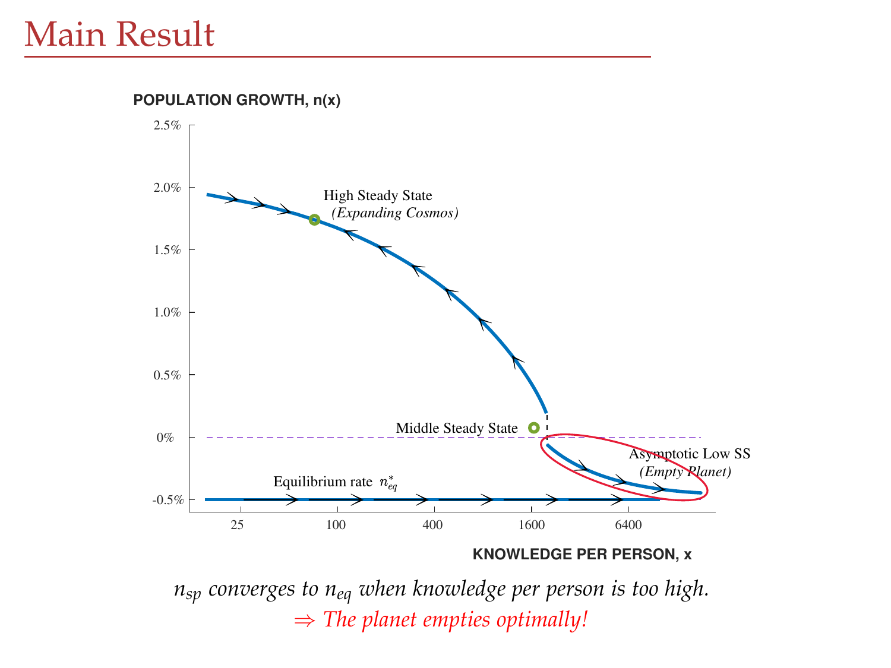# Main Result

POPULATION GROWTH, n(x)

2.5%
2.0%
1.5%
1.0%
0.5%
0%
-0.5%

High Steady State
*(Expanding Cosmos)*

Middle Steady State

Asymptotic Low SS
*(Empty Planet)*

Equilibrium rate $n^*_{eq}$

25 100 400 1600 6400

KNOWLEDGE PER PERSON, x

*$n_{sp}$ converges to $n_{eq}$ when knowledge per person is too high.*

*⇒ The planet empties optimally!*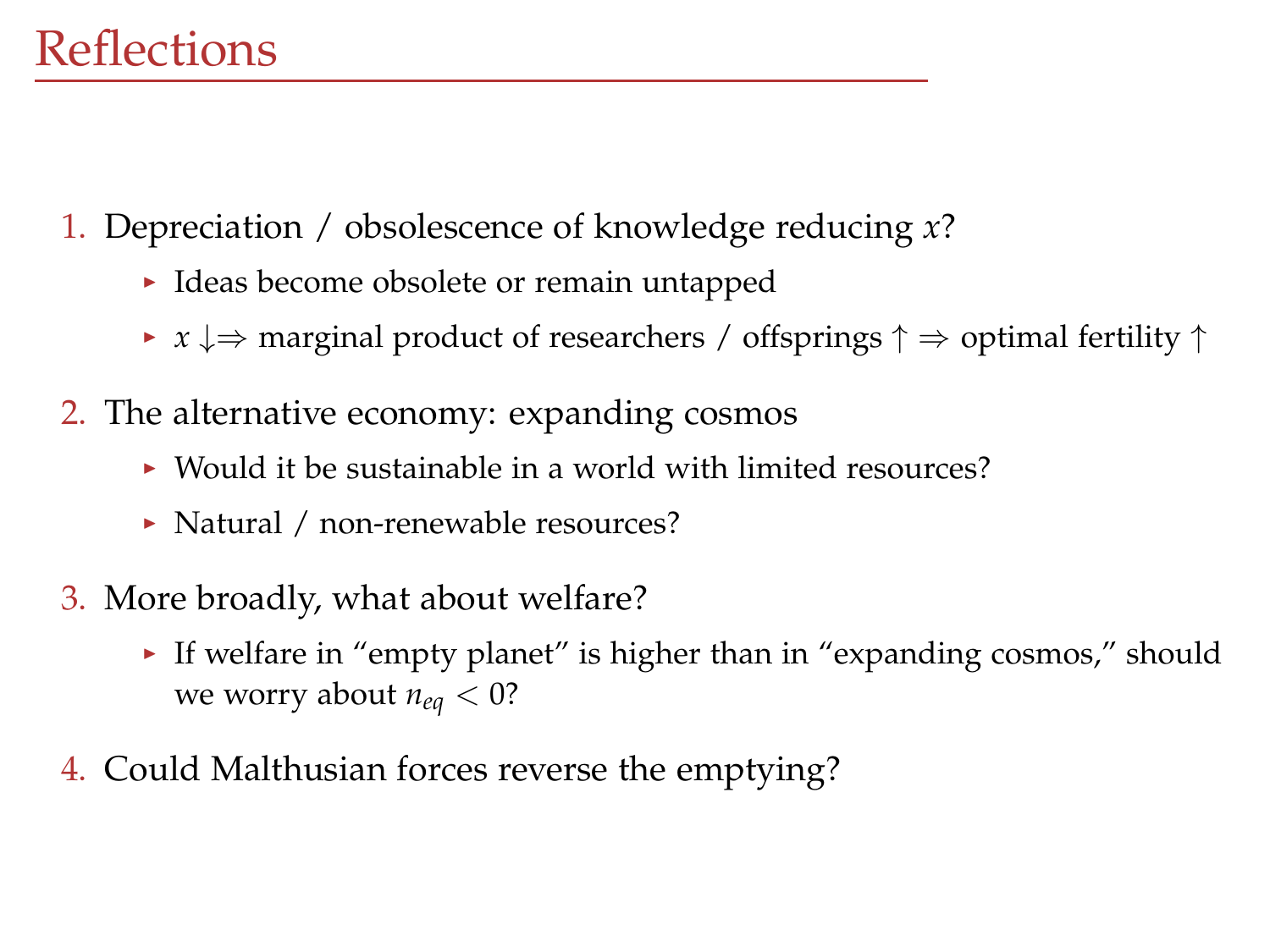# Reflections

1. Depreciation / obsolescence of knowledge reducing $x$?
   - Ideas become obsolete or remain untapped
   - $x \downarrow \Rightarrow$ marginal product of researchers / offsprings $\uparrow \Rightarrow$ optimal fertility $\uparrow$
2. The alternative economy: expanding cosmos
   - Would it be sustainable in a world with limited resources?
   - Natural / non-renewable resources?
3. More broadly, what about welfare?
   - If welfare in "empty planet" is higher than in "expanding cosmos," should we worry about $n_{eq} < 0$?
4. Could Malthusian forces reverse the emptying?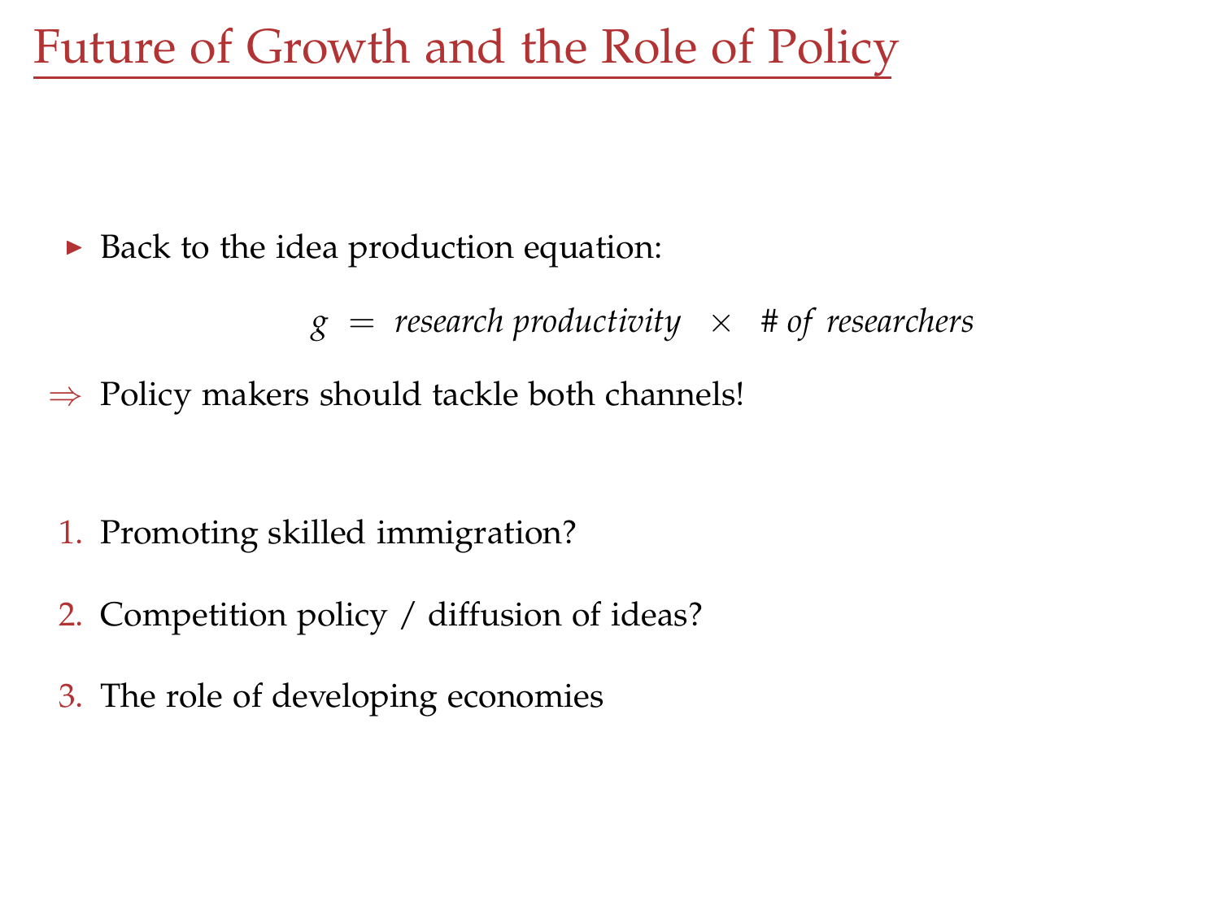# Future of Growth and the Role of Policy

- Back to the idea production equation:

$$g = \textit{research productivity} \times \textit{\# of researchers}$$

⇒ Policy makers should tackle both channels!

1. Promoting skilled immigration?
2. Competition policy / diffusion of ideas?
3. The role of developing economies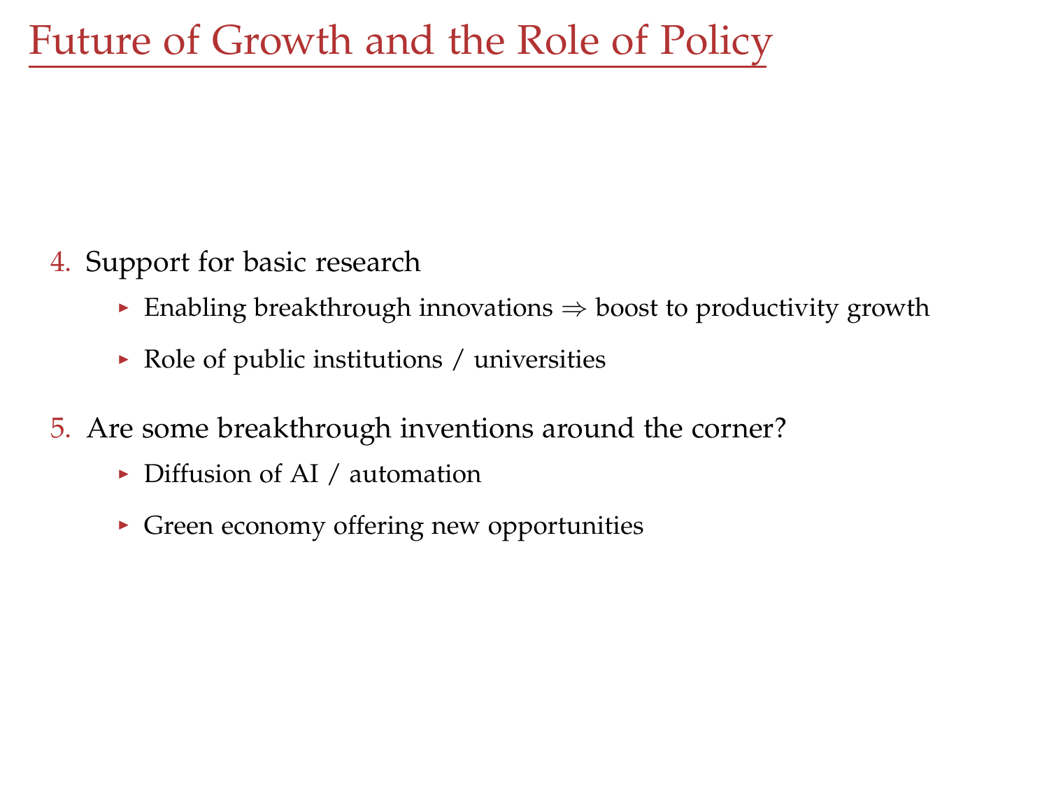# Future of Growth and the Role of Policy

4. Support for basic research
   - Enabling breakthrough innovations $\Rightarrow$ boost to productivity growth
   - Role of public institutions / universities
5. Are some breakthrough inventions around the corner?
   - Diffusion of AI / automation
   - Green economy offering new opportunities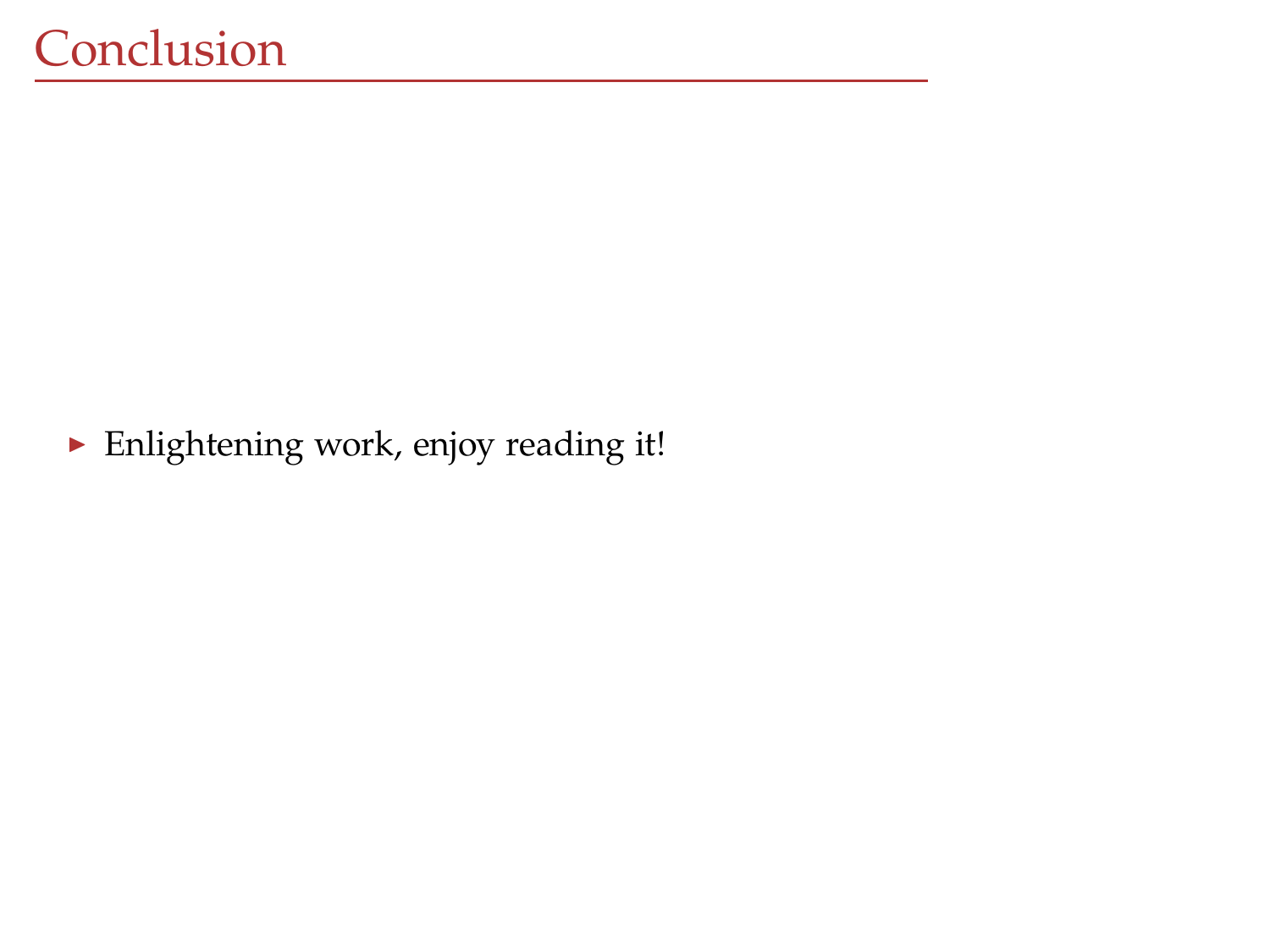# Conclusion

- Enlightening work, enjoy reading it!